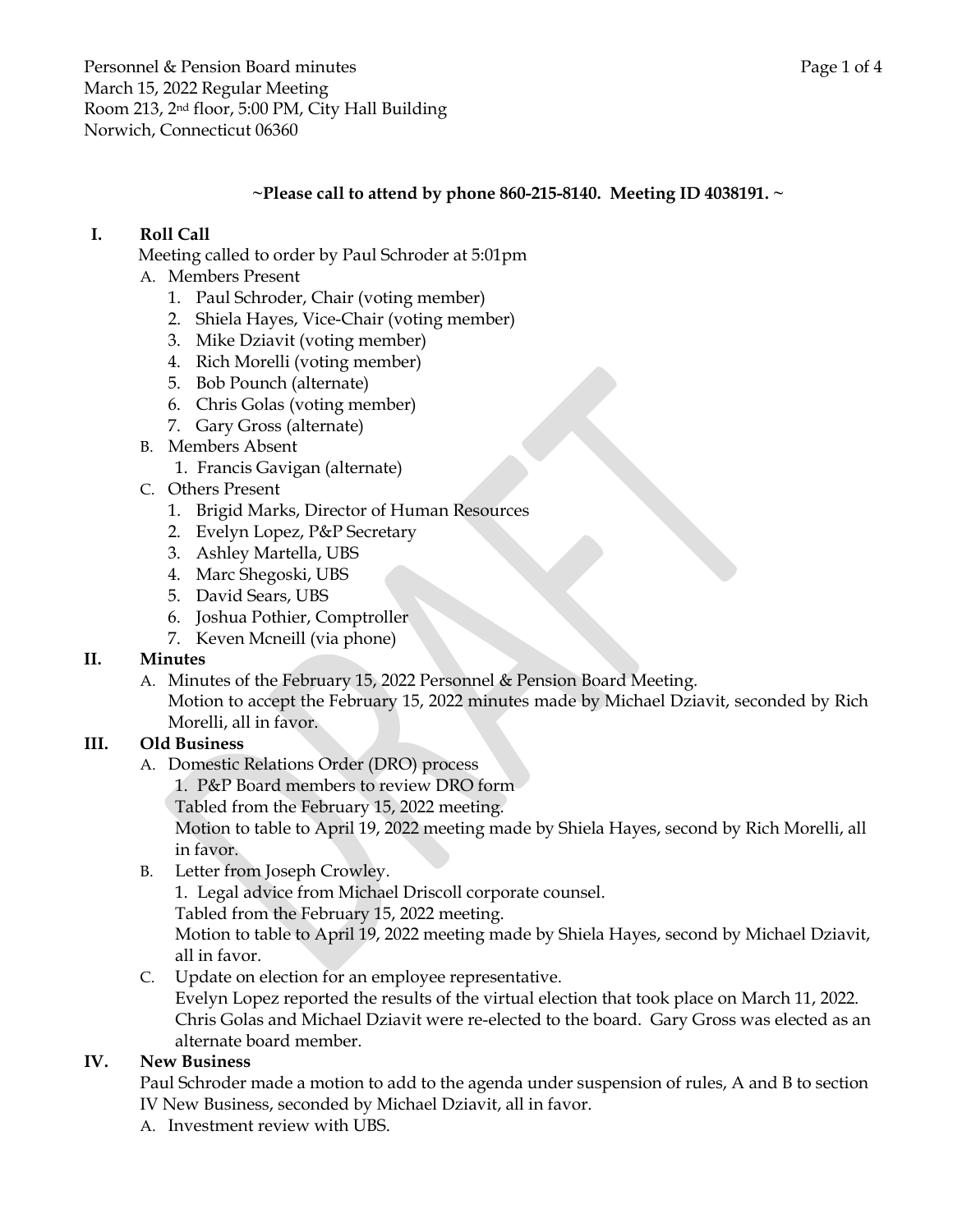Personnel & Pension Board minutes
March 15, 2022 Regular Meeting
Room 213, 2nd floor, 5:00 PM, City Hall Building
Norwich, Connecticut 06360

**~Please call to attend by phone 860-215-8140. Meeting ID 4038191. ~**

## I. Roll Call

Meeting called to order by Paul Schroder at 5:01pm

A. Members Present
   1. Paul Schroder, Chair (voting member)
   2. Shiela Hayes, Vice-Chair (voting member)
   3. Mike Dziavit (voting member)
   4. Rich Morelli (voting member)
   5. Bob Pounch (alternate)
   6. Chris Golas (voting member)
   7. Gary Gross (alternate)

B. Members Absent
   1. Francis Gavigan (alternate)

C. Others Present
   1. Brigid Marks, Director of Human Resources
   2. Evelyn Lopez, P&P Secretary
   3. Ashley Martella, UBS
   4. Marc Shegoski, UBS
   5. David Sears, UBS
   6. Joshua Pothier, Comptroller
   7. Keven Mcneill (via phone)

## II. Minutes

A. Minutes of the February 15, 2022 Personnel & Pension Board Meeting.
Motion to accept the February 15, 2022 minutes made by Michael Dziavit, seconded by Rich Morelli, all in favor.

## III. Old Business

A. Domestic Relations Order (DRO) process
   1. P&P Board members to review DRO form
   Tabled from the February 15, 2022 meeting.
   Motion to table to April 19, 2022 meeting made by Shiela Hayes, second by Rich Morelli, all in favor.

B. Letter from Joseph Crowley.
   1. Legal advice from Michael Driscoll corporate counsel.
   Tabled from the February 15, 2022 meeting.
   Motion to table to April 19, 2022 meeting made by Shiela Hayes, second by Michael Dziavit, all in favor.

C. Update on election for an employee representative.
   Evelyn Lopez reported the results of the virtual election that took place on March 11, 2022. Chris Golas and Michael Dziavit were re-elected to the board. Gary Gross was elected as an alternate board member.

## IV. New Business

Paul Schroder made a motion to add to the agenda under suspension of rules, A and B to section IV New Business, seconded by Michael Dziavit, all in favor.

A. Investment review with UBS.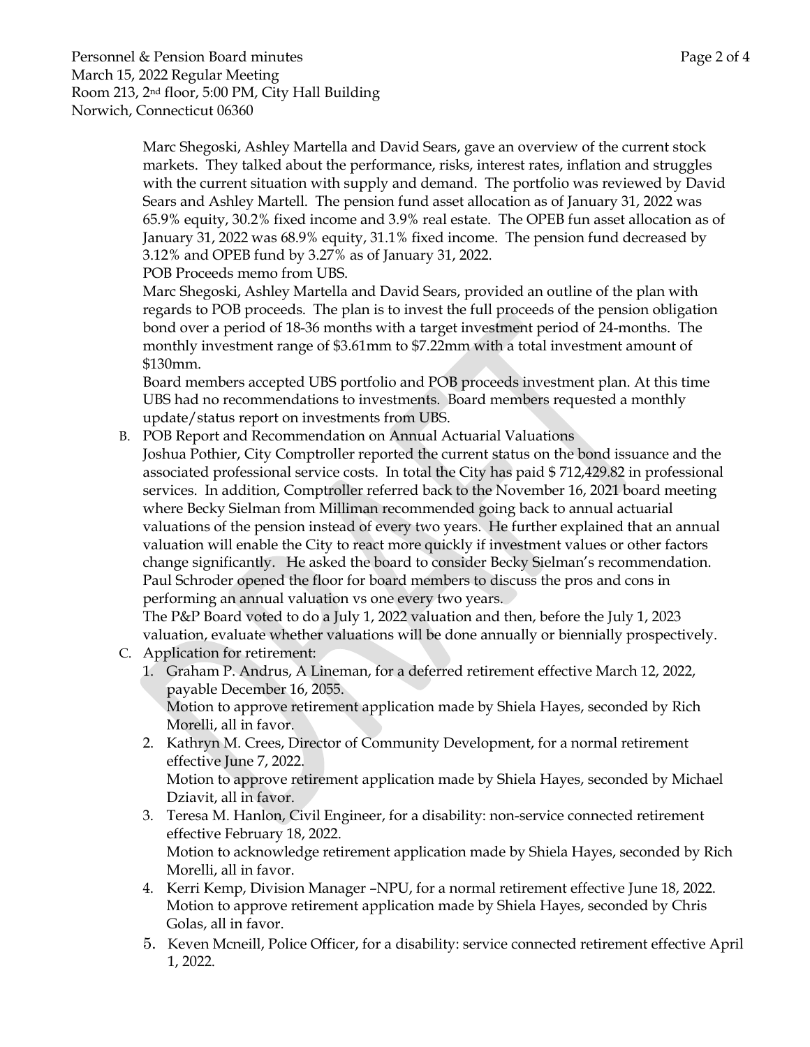Marc Shegoski, Ashley Martella and David Sears, gave an overview of the current stock markets. They talked about the performance, risks, interest rates, inflation and struggles with the current situation with supply and demand. The portfolio was reviewed by David Sears and Ashley Martell. The pension fund asset allocation as of January 31, 2022 was 65.9% equity, 30.2% fixed income and 3.9% real estate. The OPEB fun asset allocation as of January 31, 2022 was 68.9% equity, 31.1% fixed income. The pension fund decreased by 3.12% and OPEB fund by 3.27% as of January 31, 2022.

POB Proceeds memo from UBS.

Marc Shegoski, Ashley Martella and David Sears, provided an outline of the plan with regards to POB proceeds. The plan is to invest the full proceeds of the pension obligation bond over a period of 18-36 months with a target investment period of 24-months. The monthly investment range of $3.61mm to $7.22mm with a total investment amount of $130mm.

Board members accepted UBS portfolio and POB proceeds investment plan. At this time UBS had no recommendations to investments. Board members requested a monthly update/status report on investments from UBS.

B. POB Report and Recommendation on Annual Actuarial Valuations

Joshua Pothier, City Comptroller reported the current status on the bond issuance and the associated professional service costs. In total the City has paid $ 712,429.82 in professional services. In addition, Comptroller referred back to the November 16, 2021 board meeting where Becky Sielman from Milliman recommended going back to annual actuarial valuations of the pension instead of every two years. He further explained that an annual valuation will enable the City to react more quickly if investment values or other factors change significantly. He asked the board to consider Becky Sielman's recommendation. Paul Schroder opened the floor for board members to discuss the pros and cons in performing an annual valuation vs one every two years.

The P&P Board voted to do a July 1, 2022 valuation and then, before the July 1, 2023 valuation, evaluate whether valuations will be done annually or biennially prospectively.

C. Application for retirement:

1. Graham P. Andrus, A Lineman, for a deferred retirement effective March 12, 2022, payable December 16, 2055.
   Motion to approve retirement application made by Shiela Hayes, seconded by Rich Morelli, all in favor.
2. Kathryn M. Crees, Director of Community Development, for a normal retirement effective June 7, 2022.
   Motion to approve retirement application made by Shiela Hayes, seconded by Michael Dziavit, all in favor.
3. Teresa M. Hanlon, Civil Engineer, for a disability: non-service connected retirement effective February 18, 2022.
   Motion to acknowledge retirement application made by Shiela Hayes, seconded by Rich Morelli, all in favor.
4. Kerri Kemp, Division Manager –NPU, for a normal retirement effective June 18, 2022.
   Motion to approve retirement application made by Shiela Hayes, seconded by Chris Golas, all in favor.
5. Keven Mcneill, Police Officer, for a disability: service connected retirement effective April 1, 2022.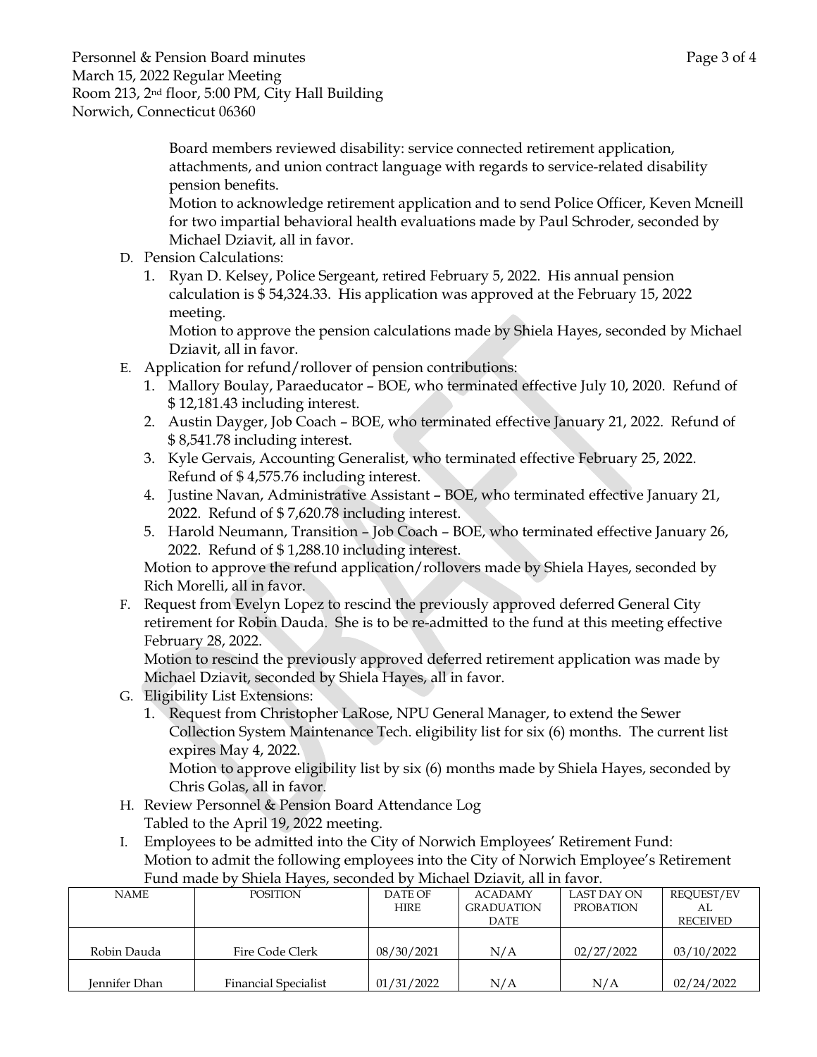Board members reviewed disability: service connected retirement application, attachments, and union contract language with regards to service-related disability pension benefits.

Motion to acknowledge retirement application and to send Police Officer, Keven Mcneill for two impartial behavioral health evaluations made by Paul Schroder, seconded by Michael Dziavit, all in favor.

D. Pension Calculations:
   1. Ryan D. Kelsey, Police Sergeant, retired February 5, 2022. His annual pension calculation is $ 54,324.33. His application was approved at the February 15, 2022 meeting.

      Motion to approve the pension calculations made by Shiela Hayes, seconded by Michael Dziavit, all in favor.

E. Application for refund/rollover of pension contributions:
   1. Mallory Boulay, Paraeducator – BOE, who terminated effective July 10, 2020. Refund of $ 12,181.43 including interest.
   2. Austin Dayger, Job Coach – BOE, who terminated effective January 21, 2022. Refund of $ 8,541.78 including interest.
   3. Kyle Gervais, Accounting Generalist, who terminated effective February 25, 2022. Refund of $ 4,575.76 including interest.
   4. Justine Navan, Administrative Assistant – BOE, who terminated effective January 21, 2022. Refund of $ 7,620.78 including interest.
   5. Harold Neumann, Transition – Job Coach – BOE, who terminated effective January 26, 2022. Refund of $ 1,288.10 including interest.

   Motion to approve the refund application/rollovers made by Shiela Hayes, seconded by Rich Morelli, all in favor.

F. Request from Evelyn Lopez to rescind the previously approved deferred General City retirement for Robin Dauda. She is to be re-admitted to the fund at this meeting effective February 28, 2022.

   Motion to rescind the previously approved deferred retirement application was made by Michael Dziavit, seconded by Shiela Hayes, all in favor.

G. Eligibility List Extensions:
   1. Request from Christopher LaRose, NPU General Manager, to extend the Sewer Collection System Maintenance Tech. eligibility list for six (6) months. The current list expires May 4, 2022.

      Motion to approve eligibility list by six (6) months made by Shiela Hayes, seconded by Chris Golas, all in favor.

H. Review Personnel & Pension Board Attendance Log

   Tabled to the April 19, 2022 meeting.

I. Employees to be admitted into the City of Norwich Employees' Retirement Fund:

   Motion to admit the following employees into the City of Norwich Employee's Retirement Fund made by Shiela Hayes, seconded by Michael Dziavit, all in favor.

| NAME | POSITION | DATE OF HIRE | ACADAMY GRADUATION DATE | LAST DAY ON PROBATION | REQUEST/EVAL RECEIVED |
|---|---|---|---|---|---|
| Robin Dauda | Fire Code Clerk | 08/30/2021 | N/A | 02/27/2022 | 03/10/2022 |
| Jennifer Dhan | Financial Specialist | 01/31/2022 | N/A | N/A | 02/24/2022 |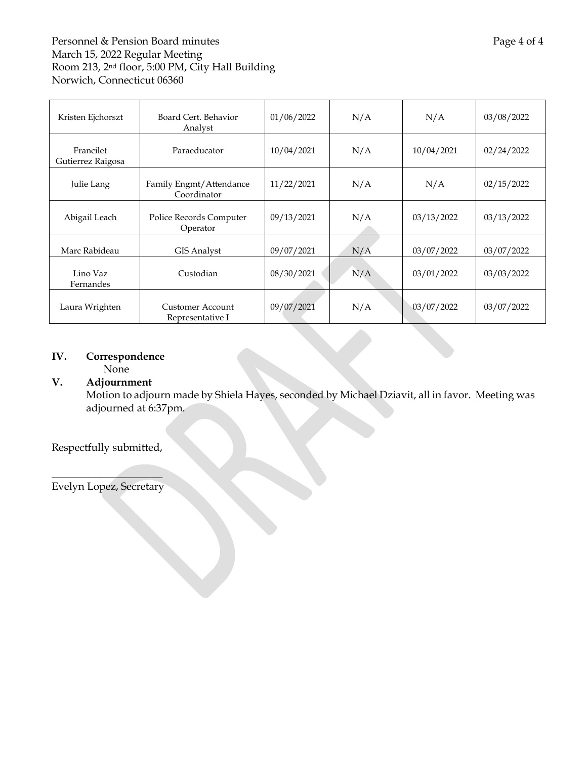| | | | | | |
|---|---|---|---|---|---|
| Kristen Ejchorszt | Board Cert. Behavior Analyst | 01/06/2022 | N/A | N/A | 03/08/2022 |
| Francilet Gutierrez Raigosa | Paraeducator | 10/04/2021 | N/A | 10/04/2021 | 02/24/2022 |
| Julie Lang | Family Engmt/Attendance Coordinator | 11/22/2021 | N/A | N/A | 02/15/2022 |
| Abigail Leach | Police Records Computer Operator | 09/13/2021 | N/A | 03/13/2022 | 03/13/2022 |
| Marc Rabideau | GIS Analyst | 09/07/2021 | N/A | 03/07/2022 | 03/07/2022 |
| Lino Vaz Fernandes | Custodian | 08/30/2021 | N/A | 03/01/2022 | 03/03/2022 |
| Laura Wrighten | Customer Account Representative I | 09/07/2021 | N/A | 03/07/2022 | 03/07/2022 |

## IV. Correspondence

None

## V. Adjournment

Motion to adjourn made by Shiela Hayes, seconded by Michael Dziavit, all in favor. Meeting was adjourned at 6:37pm.

Respectfully submitted,

____________________

Evelyn Lopez, Secretary